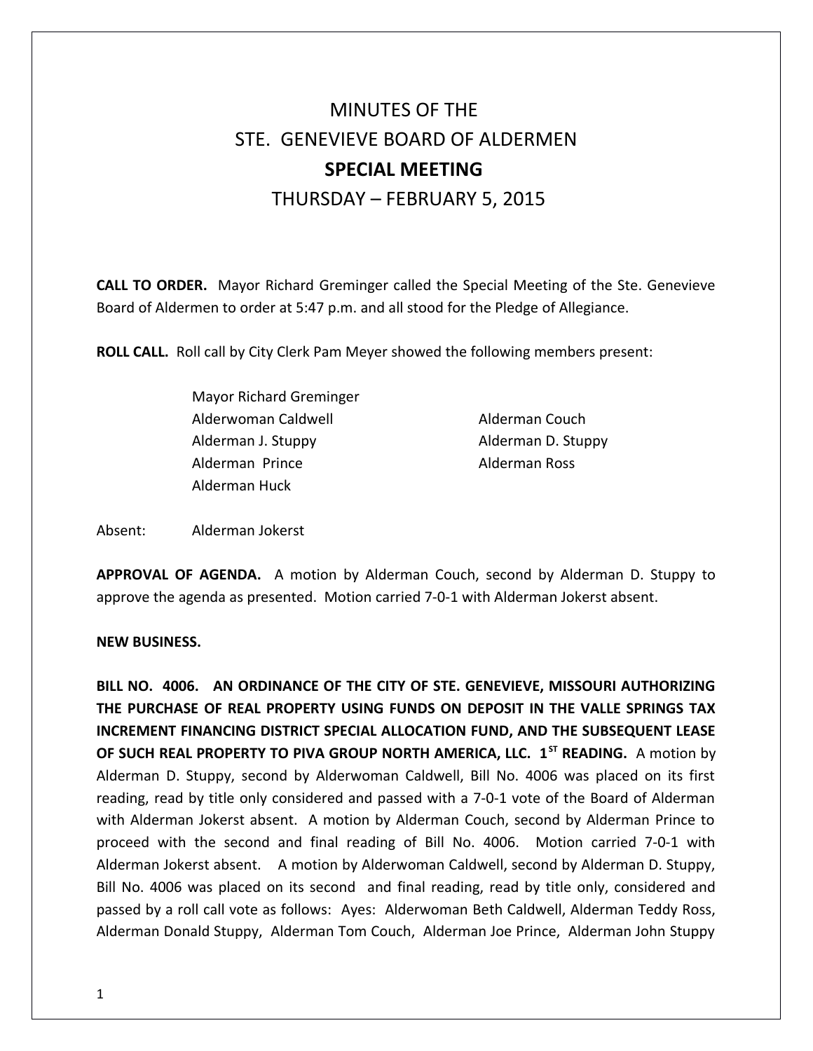# MINUTES OF THE
# STE. GENEVIEVE BOARD OF ALDERMEN
# SPECIAL MEETING
# THURSDAY – FEBRUARY 5, 2015

**CALL TO ORDER.** Mayor Richard Greminger called the Special Meeting of the Ste. Genevieve Board of Aldermen to order at 5:47 p.m. and all stood for the Pledge of Allegiance.

**ROLL CALL.** Roll call by City Clerk Pam Meyer showed the following members present:

Mayor Richard Greminger
Alderwoman Caldwell
Alderman J. Stuppy
Alderman Prince
Alderman Huck
Alderman Couch
Alderman D. Stuppy
Alderman Ross

Absent: Alderman Jokerst

**APPROVAL OF AGENDA.** A motion by Alderman Couch, second by Alderman D. Stuppy to approve the agenda as presented. Motion carried 7-0-1 with Alderman Jokerst absent.

**NEW BUSINESS.**

**BILL NO. 4006. AN ORDINANCE OF THE CITY OF STE. GENEVIEVE, MISSOURI AUTHORIZING THE PURCHASE OF REAL PROPERTY USING FUNDS ON DEPOSIT IN THE VALLE SPRINGS TAX INCREMENT FINANCING DISTRICT SPECIAL ALLOCATION FUND, AND THE SUBSEQUENT LEASE OF SUCH REAL PROPERTY TO PIVA GROUP NORTH AMERICA, LLC. 1ST READING.** A motion by Alderman D. Stuppy, second by Alderwoman Caldwell, Bill No. 4006 was placed on its first reading, read by title only considered and passed with a 7-0-1 vote of the Board of Alderman with Alderman Jokerst absent. A motion by Alderman Couch, second by Alderman Prince to proceed with the second and final reading of Bill No. 4006. Motion carried 7-0-1 with Alderman Jokerst absent. A motion by Alderwoman Caldwell, second by Alderman D. Stuppy, Bill No. 4006 was placed on its second and final reading, read by title only, considered and passed by a roll call vote as follows: Ayes: Alderwoman Beth Caldwell, Alderman Teddy Ross, Alderman Donald Stuppy, Alderman Tom Couch, Alderman Joe Prince, Alderman John Stuppy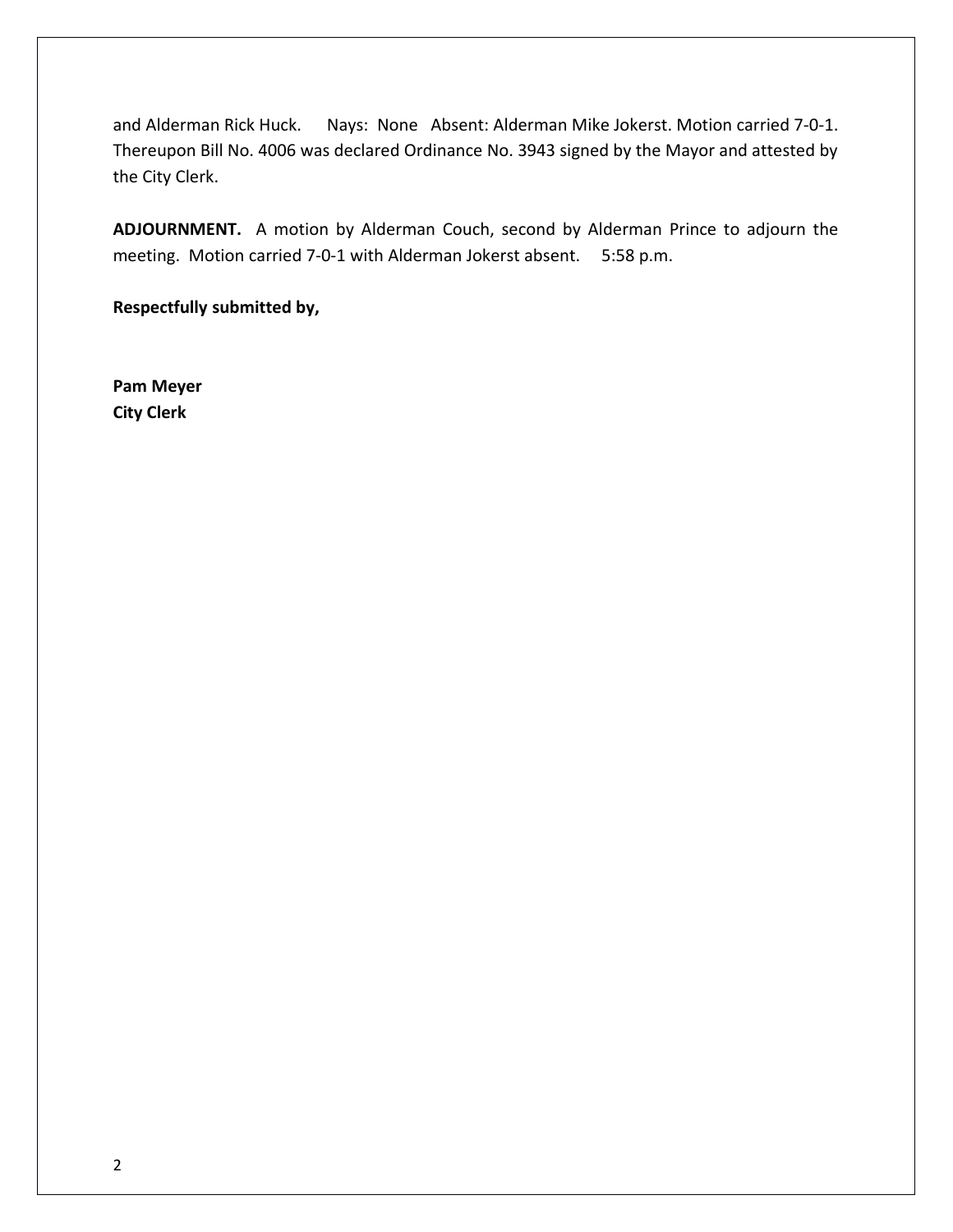and Alderman Rick Huck.   Nays: None  Absent: Alderman Mike Jokerst. Motion carried 7-0-1. Thereupon Bill No. 4006 was declared Ordinance No. 3943 signed by the Mayor and attested by the City Clerk.

**ADJOURNMENT.** A motion by Alderman Couch, second by Alderman Prince to adjourn the meeting. Motion carried 7-0-1 with Alderman Jokerst absent.   5:58 p.m.

**Respectfully submitted by,**

**Pam Meyer**
**City Clerk**